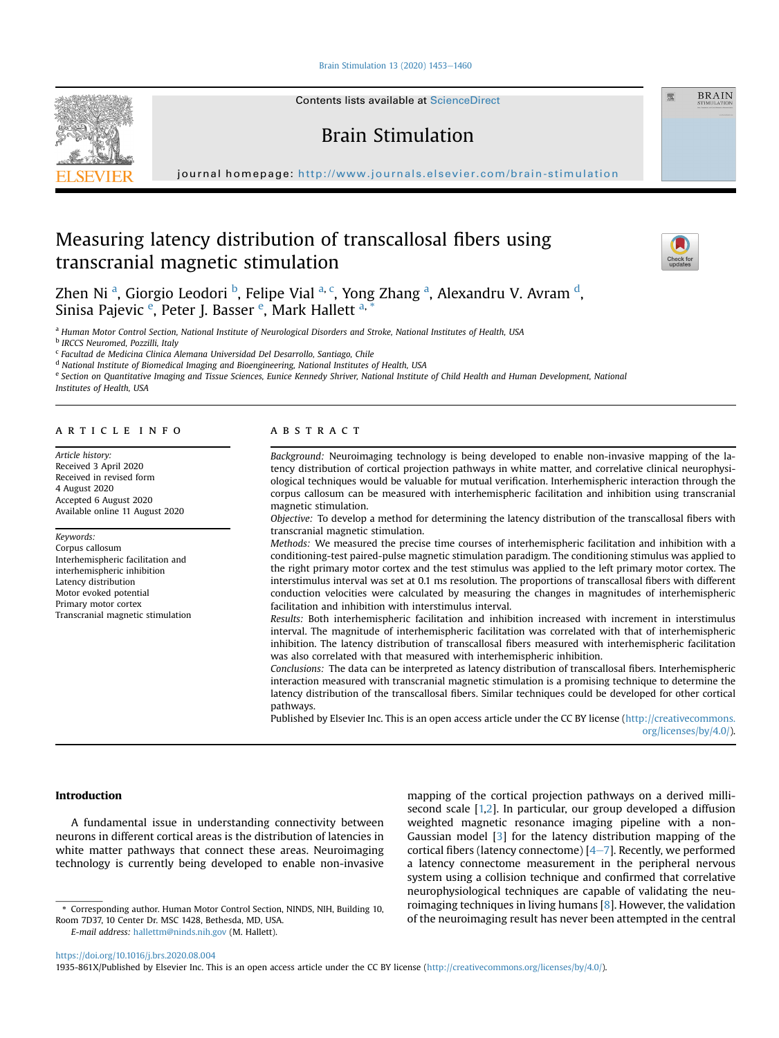# Measuring latency distribution of transcallosal fibers using transcranial magnetic stimulation

Zhen Ni [a], Giorgio Leodori [b], Felipe Vial [a, c], Yong Zhang [a], Alexandru V. Avram [d], Sinisa Pajevic [e], Peter J. Basser [e], Mark Hallett [a, *]

[a] Human Motor Control Section, National Institute of Neurological Disorders and Stroke, National Institutes of Health, USA
[b] IRCCS Neuromed, Pozzilli, Italy
[c] Facultad de Medicina Clinica Alemana Universidad Del Desarrollo, Santiago, Chile
[d] National Institute of Biomedical Imaging and Bioengineering, National Institutes of Health, USA
[e] Section on Quantitative Imaging and Tissue Sciences, Eunice Kennedy Shriver, National Institute of Child Health and Human Development, National Institutes of Health, USA

## ARTICLE INFO

*Article history:*
Received 3 April 2020
Received in revised form
4 August 2020
Accepted 6 August 2020
Available online 11 August 2020

*Keywords:*
Corpus callosum
Interhemispheric facilitation and interhemispheric inhibition
Latency distribution
Motor evoked potential
Primary motor cortex
Transcranial magnetic stimulation

## ABSTRACT

*Background:* Neuroimaging technology is being developed to enable non-invasive mapping of the latency distribution of cortical projection pathways in white matter, and correlative clinical neurophysiological techniques would be valuable for mutual verification. Interhemispheric interaction through the corpus callosum can be measured with interhemispheric facilitation and inhibition using transcranial magnetic stimulation.

*Objective:* To develop a method for determining the latency distribution of the transcallosal fibers with transcranial magnetic stimulation.

*Methods:* We measured the precise time courses of interhemispheric facilitation and inhibition with a conditioning-test paired-pulse magnetic stimulation paradigm. The conditioning stimulus was applied to the right primary motor cortex and the test stimulus was applied to the left primary motor cortex. The interstimulus interval was set at 0.1 ms resolution. The proportions of transcallosal fibers with different conduction velocities were calculated by measuring the changes in magnitudes of interhemispheric facilitation and inhibition with interstimulus interval.

*Results:* Both interhemispheric facilitation and inhibition increased with increment in interstimulus interval. The magnitude of interhemispheric facilitation was correlated with that of interhemispheric inhibition. The latency distribution of transcallosal fibers measured with interhemispheric facilitation was also correlated with that measured with interhemispheric inhibition.

*Conclusions:* The data can be interpreted as latency distribution of transcallosal fibers. Interhemispheric interaction measured with transcranial magnetic stimulation is a promising technique to determine the latency distribution of the transcallosal fibers. Similar techniques could be developed for other cortical pathways.

Published by Elsevier Inc. This is an open access article under the CC BY license (http://creativecommons.org/licenses/by/4.0/).

## Introduction

A fundamental issue in understanding connectivity between neurons in different cortical areas is the distribution of latencies in white matter pathways that connect these areas. Neuroimaging technology is currently being developed to enable non-invasive mapping of the cortical projection pathways on a derived millisecond scale [1,2]. In particular, our group developed a diffusion weighted magnetic resonance imaging pipeline with a non-Gaussian model [3] for the latency distribution mapping of the cortical fibers (latency connectome) [4–7]. Recently, we performed a latency connectome measurement in the peripheral nervous system using a collision technique and confirmed that correlative neurophysiological techniques are capable of validating the neuroimaging techniques in living humans [8]. However, the validation of the neuroimaging result has never been attempted in the central

\* Corresponding author. Human Motor Control Section, NINDS, NIH, Building 10, Room 7D37, 10 Center Dr. MSC 1428, Bethesda, MD, USA.
*E-mail address:* hallettm@ninds.nih.gov (M. Hallett).

https://doi.org/10.1016/j.brs.2020.08.004
1935-861X/Published by Elsevier Inc. This is an open access article under the CC BY license (http://creativecommons.org/licenses/by/4.0/).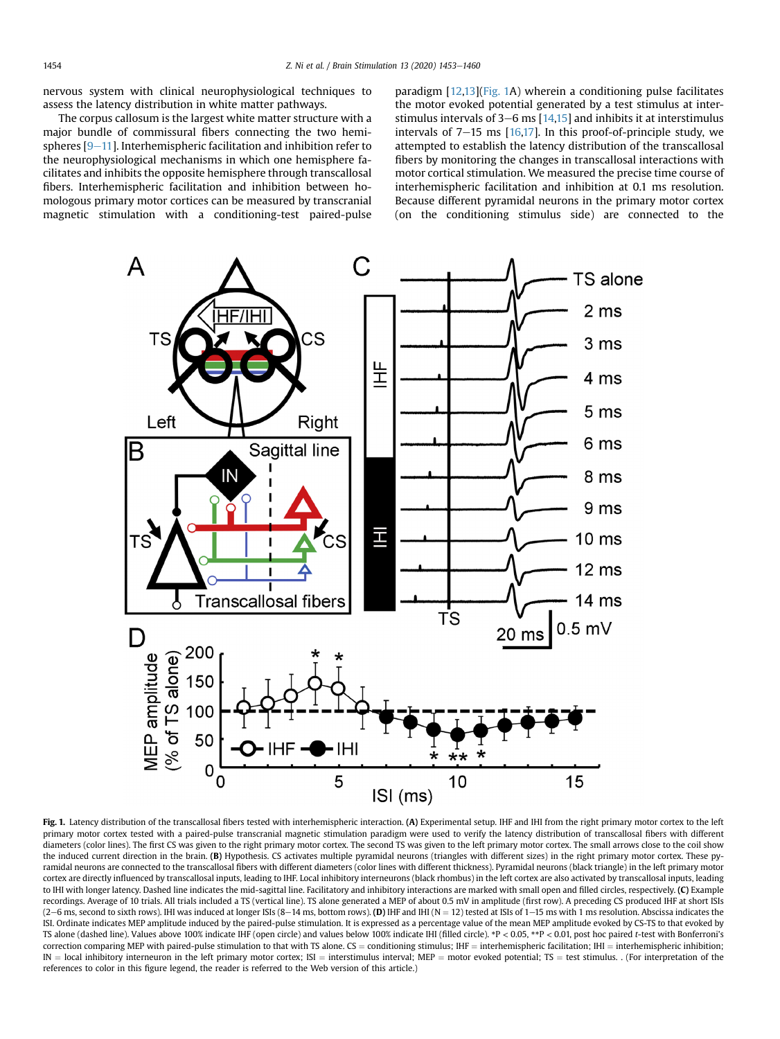nervous system with clinical neurophysiological techniques to assess the latency distribution in white matter pathways.

The corpus callosum is the largest white matter structure with a major bundle of commissural fibers connecting the two hemispheres [9–11]. Interhemispheric facilitation and inhibition refer to the neurophysiological mechanisms in which one hemisphere facilitates and inhibits the opposite hemisphere through transcallosal fibers. Interhemispheric facilitation and inhibition between homologous primary motor cortices can be measured by transcranial magnetic stimulation with a conditioning-test paired-pulse paradigm [12,13](Fig. 1A) wherein a conditioning pulse facilitates the motor evoked potential generated by a test stimulus at interstimulus intervals of 3–6 ms [14,15] and inhibits it at interstimulus intervals of 7–15 ms [16,17]. In this proof-of-principle study, we attempted to establish the latency distribution of the transcallosal fibers by monitoring the changes in transcallosal interactions with motor cortical stimulation. We measured the precise time course of interhemispheric facilitation and inhibition at 0.1 ms resolution. Because different pyramidal neurons in the primary motor cortex (on the conditioning stimulus side) are connected to the

**Fig. 1.** Latency distribution of the transcallosal fibers tested with interhemispheric interaction. **(A)** Experimental setup. IHF and IHI from the right primary motor cortex to the left primary motor cortex tested with a paired-pulse transcranial magnetic stimulation paradigm were used to verify the latency distribution of transcallosal fibers with different diameters (color lines). The first CS was given to the right primary motor cortex. The second TS was given to the left primary motor cortex. The small arrows close to the coil show the induced current direction in the brain. **(B)** Hypothesis. CS activates multiple pyramidal neurons (triangles with different sizes) in the right primary motor cortex. These pyramidal neurons are connected to the transcallosal fibers with different diameters (color lines with different thickness). Pyramidal neurons (black triangle) in the left primary motor cortex are directly influenced by transcallosal inputs, leading to IHF. Local inhibitory interneurons (black rhombus) in the left cortex are also activated by transcallosal inputs, leading to IHI with longer latency. Dashed line indicates the mid-sagittal line. Facilitatory and inhibitory interactions are marked with small open and filled circles, respectively. **(C)** Example recordings. Average of 10 trials. All trials included a TS (vertical line). TS alone generated a MEP of about 0.5 mV in amplitude (first row). A preceding CS produced IHF at short ISIs (2–6 ms, second to sixth rows). IHI was induced at longer ISIs (8–14 ms, bottom rows). **(D)** IHF and IHI (N = 12) tested at ISIs of 1–15 ms with 1 ms resolution. Abscissa indicates the ISI. Ordinate indicates MEP amplitude induced by the paired-pulse stimulation. It is expressed as a percentage value of the mean MEP amplitude evoked by CS-TS to that evoked by TS alone (dashed line). Values above 100% indicate IHF (open circle) and values below 100% indicate IHI (filled circle). *P < 0.05, **P < 0.01, post hoc paired *t*-test with Bonferroni's correction comparing MEP with paired-pulse stimulation to that with TS alone. CS = conditioning stimulus; IHF = interhemispheric facilitation; IHI = interhemispheric inhibition; IN = local inhibitory interneuron in the left primary motor cortex; ISI = interstimulus interval; MEP = motor evoked potential; TS = test stimulus. . (For interpretation of the references to color in this figure legend, the reader is referred to the Web version of this article.)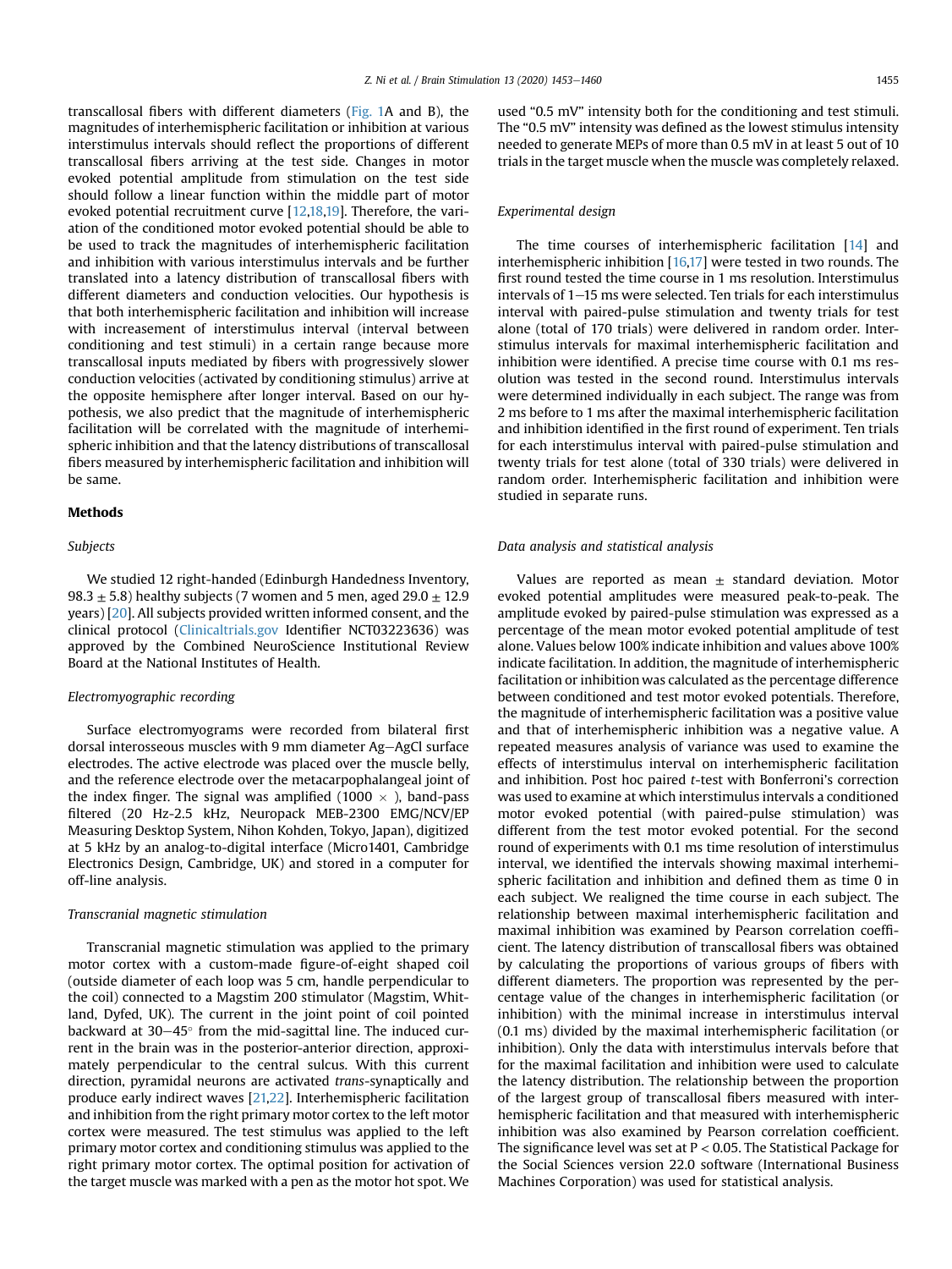transcallosal fibers with different diameters (Fig. 1A and B), the magnitudes of interhemispheric facilitation or inhibition at various interstimulus intervals should reflect the proportions of different transcallosal fibers arriving at the test side. Changes in motor evoked potential amplitude from stimulation on the test side should follow a linear function within the middle part of motor evoked potential recruitment curve [12,18,19]. Therefore, the variation of the conditioned motor evoked potential should be able to be used to track the magnitudes of interhemispheric facilitation and inhibition with various interstimulus intervals and be further translated into a latency distribution of transcallosal fibers with different diameters and conduction velocities. Our hypothesis is that both interhemispheric facilitation and inhibition will increase with increasement of interstimulus interval (interval between conditioning and test stimuli) in a certain range because more transcallosal inputs mediated by fibers with progressively slower conduction velocities (activated by conditioning stimulus) arrive at the opposite hemisphere after longer interval. Based on our hypothesis, we also predict that the magnitude of interhemispheric facilitation will be correlated with the magnitude of interhemispheric inhibition and that the latency distributions of transcallosal fibers measured by interhemispheric facilitation and inhibition will be same.

## Methods

### Subjects

We studied 12 right-handed (Edinburgh Handedness Inventory, $98.3 \pm 5.8$) healthy subjects (7 women and 5 men, aged $29.0 \pm 12.9$ years) [20]. All subjects provided written informed consent, and the clinical protocol (Clinicaltrials.gov Identifier NCT03223636) was approved by the Combined NeuroScience Institutional Review Board at the National Institutes of Health.

### Electromyographic recording

Surface electromyograms were recorded from bilateral first dorsal interosseous muscles with 9 mm diameter Ag–AgCl surface electrodes. The active electrode was placed over the muscle belly, and the reference electrode over the metacarpophalangeal joint of the index finger. The signal was amplified ($1000\times$), band-pass filtered (20 Hz-2.5 kHz, Neuropack MEB-2300 EMG/NCV/EP Measuring Desktop System, Nihon Kohden, Tokyo, Japan), digitized at 5 kHz by an analog-to-digital interface (Micro1401, Cambridge Electronics Design, Cambridge, UK) and stored in a computer for off-line analysis.

### Transcranial magnetic stimulation

Transcranial magnetic stimulation was applied to the primary motor cortex with a custom-made figure-of-eight shaped coil (outside diameter of each loop was 5 cm, handle perpendicular to the coil) connected to a Magstim 200 stimulator (Magstim, Whitland, Dyfed, UK). The current in the joint point of coil pointed backward at 30–45° from the mid-sagittal line. The induced current in the brain was in the posterior-anterior direction, approximately perpendicular to the central sulcus. With this current direction, pyramidal neurons are activated *trans*-synaptically and produce early indirect waves [21,22]. Interhemispheric facilitation and inhibition from the right primary motor cortex to the left motor cortex were measured. The test stimulus was applied to the left primary motor cortex and conditioning stimulus was applied to the right primary motor cortex. The optimal position for activation of the target muscle was marked with a pen as the motor hot spot. We used "0.5 mV" intensity both for the conditioning and test stimuli. The "0.5 mV" intensity was defined as the lowest stimulus intensity needed to generate MEPs of more than 0.5 mV in at least 5 out of 10 trials in the target muscle when the muscle was completely relaxed.

### Experimental design

The time courses of interhemispheric facilitation [14] and interhemispheric inhibition [16,17] were tested in two rounds. The first round tested the time course in 1 ms resolution. Interstimulus intervals of 1–15 ms were selected. Ten trials for each interstimulus interval with paired-pulse stimulation and twenty trials for test alone (total of 170 trials) were delivered in random order. Interstimulus intervals for maximal interhemispheric facilitation and inhibition were identified. A precise time course with 0.1 ms resolution was tested in the second round. Interstimulus intervals were determined individually in each subject. The range was from 2 ms before to 1 ms after the maximal interhemispheric facilitation and inhibition identified in the first round of experiment. Ten trials for each interstimulus interval with paired-pulse stimulation and twenty trials for test alone (total of 330 trials) were delivered in random order. Interhemispheric facilitation and inhibition were studied in separate runs.

### Data analysis and statistical analysis

Values are reported as mean ± standard deviation. Motor evoked potential amplitudes were measured peak-to-peak. The amplitude evoked by paired-pulse stimulation was expressed as a percentage of the mean motor evoked potential amplitude of test alone. Values below 100% indicate inhibition and values above 100% indicate facilitation. In addition, the magnitude of interhemispheric facilitation or inhibition was calculated as the percentage difference between conditioned and test motor evoked potentials. Therefore, the magnitude of interhemispheric facilitation was a positive value and that of interhemispheric inhibition was a negative value. A repeated measures analysis of variance was used to examine the effects of interstimulus interval on interhemispheric facilitation and inhibition. Post hoc paired *t*-test with Bonferroni's correction was used to examine at which interstimulus intervals a conditioned motor evoked potential (with paired-pulse stimulation) was different from the test motor evoked potential. For the second round of experiments with 0.1 ms time resolution of interstimulus interval, we identified the intervals showing maximal interhemispheric facilitation and inhibition and defined them as time 0 in each subject. We realigned the time course in each subject. The relationship between maximal interhemispheric facilitation and maximal inhibition was examined by Pearson correlation coefficient. The latency distribution of transcallosal fibers was obtained by calculating the proportions of various groups of fibers with different diameters. The proportion was represented by the percentage value of the changes in interhemispheric facilitation (or inhibition) with the minimal increase in interstimulus interval (0.1 ms) divided by the maximal interhemispheric facilitation (or inhibition). Only the data with interstimulus intervals before that for the maximal facilitation and inhibition were used to calculate the latency distribution. The relationship between the proportion of the largest group of transcallosal fibers measured with interhemispheric facilitation and that measured with interhemispheric inhibition was also examined by Pearson correlation coefficient. The significance level was set at $P < 0.05$. The Statistical Package for the Social Sciences version 22.0 software (International Business Machines Corporation) was used for statistical analysis.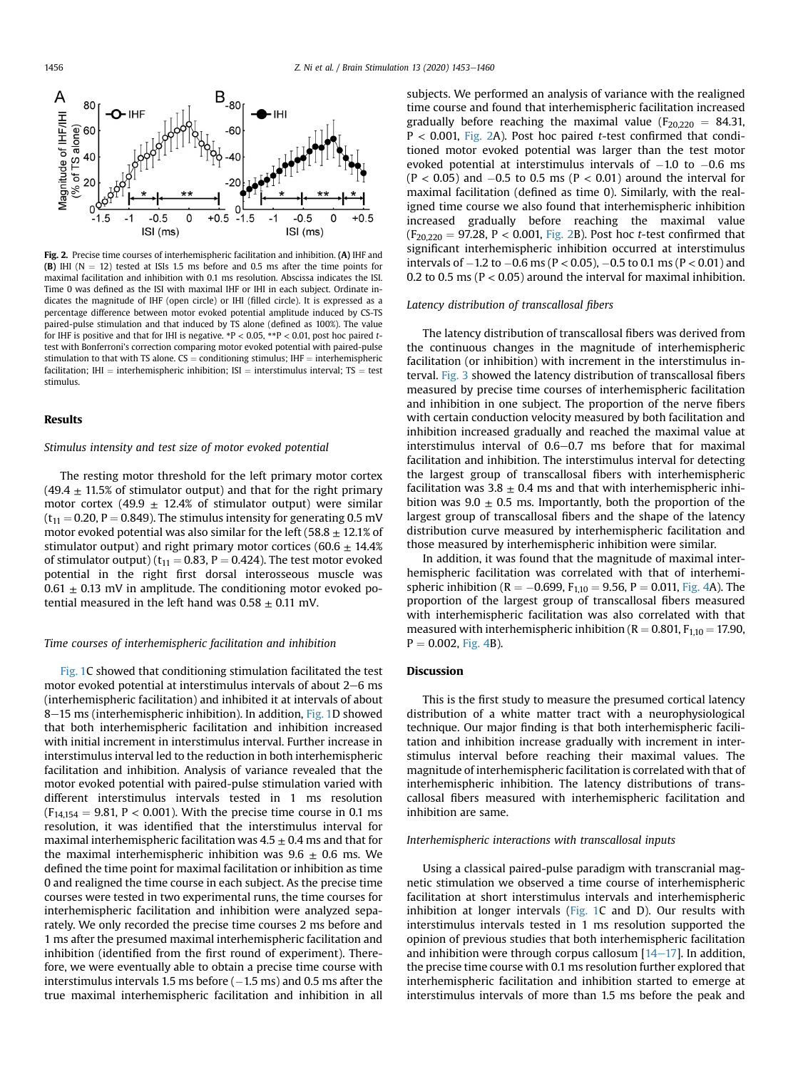Fig. 2. Precise time courses of interhemispheric facilitation and inhibition. **(A)** IHF and **(B)** IHI (N = 12) tested at ISIs 1.5 ms before and 0.5 ms after the time points for maximal facilitation and inhibition with 0.1 ms resolution. Abscissa indicates the ISI. Time 0 was defined as the ISI with maximal IHF or IHI in each subject. Ordinate indicates the magnitude of IHF (open circle) or IHI (filled circle). It is expressed as a percentage difference between motor evoked potential amplitude induced by CS-TS paired-pulse stimulation and that induced by TS alone (defined as 100%). The value for IHF is positive and that for IHI is negative. *P < 0.05, **P < 0.01, post hoc paired *t*-test with Bonferroni's correction comparing motor evoked potential with paired-pulse stimulation to that with TS alone. CS = conditioning stimulus; IHF = interhemispheric facilitation; IHI = interhemispheric inhibition; ISI = interstimulus interval; TS = test stimulus.

## Results

### *Stimulus intensity and test size of motor evoked potential*

The resting motor threshold for the left primary motor cortex (49.4 ± 11.5% of stimulator output) and that for the right primary motor cortex (49.9 ± 12.4% of stimulator output) were similar ($t_{11} = 0.20$, $P = 0.849$). The stimulus intensity for generating 0.5 mV motor evoked potential was also similar for the left (58.8 ± 12.1% of stimulator output) and right primary motor cortices (60.6 ± 14.4% of stimulator output) ($t_{11} = 0.83$, $P = 0.424$). The test motor evoked potential in the right first dorsal interosseous muscle was 0.61 ± 0.13 mV in amplitude. The conditioning motor evoked potential measured in the left hand was 0.58 ± 0.11 mV.

### *Time courses of interhemispheric facilitation and inhibition*

Fig. 1C showed that conditioning stimulation facilitated the test motor evoked potential at interstimulus intervals of about 2–6 ms (interhemispheric facilitation) and inhibited it at intervals of about 8–15 ms (interhemispheric inhibition). In addition, Fig. 1D showed that both interhemispheric facilitation and inhibition increased with initial increment in interstimulus interval. Further increase in interstimulus interval led to the reduction in both interhemispheric facilitation and inhibition. Analysis of variance revealed that the motor evoked potential with paired-pulse stimulation varied with different interstimulus intervals tested in 1 ms resolution ($F_{14,154} = 9.81$, $P < 0.001$). With the precise time course in 0.1 ms resolution, it was identified that the interstimulus interval for maximal interhemispheric facilitation was 4.5 ± 0.4 ms and that for the maximal interhemispheric inhibition was 9.6 ± 0.6 ms. We defined the time point for maximal facilitation or inhibition as time 0 and realigned the time course in each subject. As the precise time courses were tested in two experimental runs, the time courses for interhemispheric facilitation and inhibition were analyzed separately. We only recorded the precise time courses 2 ms before and 1 ms after the presumed maximal interhemispheric facilitation and inhibition (identified from the first round of experiment). Therefore, we were eventually able to obtain a precise time course with interstimulus intervals 1.5 ms before (−1.5 ms) and 0.5 ms after the true maximal interhemispheric facilitation and inhibition in all subjects. We performed an analysis of variance with the realigned time course and found that interhemispheric facilitation increased gradually before reaching the maximal value ($F_{20,220} = 84.31$, $P < 0.001$, Fig. 2A). Post hoc paired *t*-test confirmed that conditioned motor evoked potential was larger than the test motor evoked potential at interstimulus intervals of −1.0 to −0.6 ms ($P < 0.05$) and −0.5 to 0.5 ms ($P < 0.01$) around the interval for maximal facilitation (defined as time 0). Similarly, with the realigned time course we also found that interhemispheric inhibition increased gradually before reaching the maximal value ($F_{20,220} = 97.28$, $P < 0.001$, Fig. 2B). Post hoc *t*-test confirmed that significant interhemispheric inhibition occurred at interstimulus intervals of −1.2 to −0.6 ms ($P < 0.05$), −0.5 to 0.1 ms ($P < 0.01$) and 0.2 to 0.5 ms ($P < 0.05$) around the interval for maximal inhibition.

### *Latency distribution of transcallosal fibers*

The latency distribution of transcallosal fibers was derived from the continuous changes in the magnitude of interhemispheric facilitation (or inhibition) with increment in the interstimulus interval. Fig. 3 showed the latency distribution of transcallosal fibers measured by precise time courses of interhemispheric facilitation and inhibition in one subject. The proportion of the nerve fibers with certain conduction velocity measured by both facilitation and inhibition increased gradually and reached the maximal value at interstimulus interval of 0.6–0.7 ms before that for maximal facilitation and inhibition. The interstimulus interval for detecting the largest group of transcallosal fibers with interhemispheric facilitation was 3.8 ± 0.4 ms and that with interhemispheric inhibition was 9.0 ± 0.5 ms. Importantly, both the proportion of the largest group of transcallosal fibers and the shape of the latency distribution curve measured by interhemispheric facilitation and those measured by interhemispheric inhibition were similar.

In addition, it was found that the magnitude of maximal interhemispheric facilitation was correlated with that of interhemispheric inhibition ($R = -0.699$, $F_{1,10} = 9.56$, $P = 0.011$, Fig. 4A). The proportion of the largest group of transcallosal fibers measured with interhemispheric facilitation was also correlated with that measured with interhemispheric inhibition ($R = 0.801$, $F_{1,10} = 17.90$, $P = 0.002$, Fig. 4B).

## Discussion

This is the first study to measure the presumed cortical latency distribution of a white matter tract with a neurophysiological technique. Our major finding is that both interhemispheric facilitation and inhibition increase gradually with increment in interstimulus interval before reaching their maximal values. The magnitude of interhemispheric facilitation is correlated with that of interhemispheric inhibition. The latency distributions of transcallosal fibers measured with interhemispheric facilitation and inhibition are same.

### *Interhemispheric interactions with transcallosal inputs*

Using a classical paired-pulse paradigm with transcranial magnetic stimulation we observed a time course of interhemispheric facilitation at short interstimulus intervals and interhemispheric inhibition at longer intervals (Fig. 1C and D). Our results with interstimulus intervals tested in 1 ms resolution supported the opinion of previous studies that both interhemispheric facilitation and inhibition were through corpus callosum [14–17]. In addition, the precise time course with 0.1 ms resolution further explored that interhemispheric facilitation and inhibition started to emerge at interstimulus intervals of more than 1.5 ms before the peak and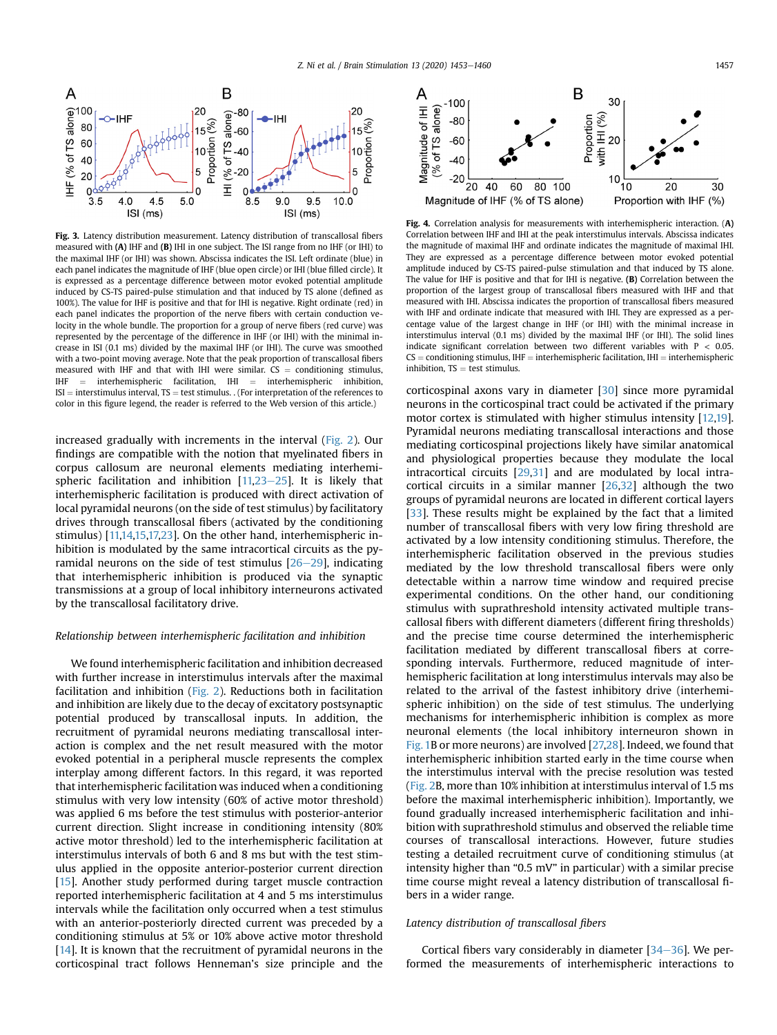**Fig. 3.** Latency distribution measurement. Latency distribution of transcallosal fibers measured with (**A**) IHF and (**B**) IHI in one subject. The ISI range from no IHF (or IHI) to the maximal IHF (or IHI) was shown. Abscissa indicates the ISI. Left ordinate (blue) in each panel indicates the magnitude of IHF (blue open circle) or IHI (blue filled circle). It is expressed as a percentage difference between motor evoked potential amplitude induced by CS-TS paired-pulse stimulation and that induced by TS alone (defined as 100%). The value for IHF is positive and that for IHI is negative. Right ordinate (red) in each panel indicates the proportion of the nerve fibers with certain conduction velocity in the whole bundle. The proportion for a group of nerve fibers (red curve) was represented by the percentage of the difference in IHF (or IHI) with the minimal increase in ISI (0.1 ms) divided by the maximal IHF (or IHI). The curve was smoothed with a two-point moving average. Note that the peak proportion of transcallosal fibers measured with IHF and that with IHI were similar. CS = conditioning stimulus, IHF = interhemispheric facilitation, IHI = interhemispheric inhibition, ISI = interstimulus interval, TS = test stimulus. . (For interpretation of the references to color in this figure legend, the reader is referred to the Web version of this article.)

**Fig. 4.** Correlation analysis for measurements with interhemispheric interaction. (**A**) Correlation between IHF and IHI at the peak interstimulus intervals. Abscissa indicates the magnitude of maximal IHF and ordinate indicates the magnitude of maximal IHI. They are expressed as a percentage difference between motor evoked potential amplitude induced by CS-TS paired-pulse stimulation and that induced by TS alone. The value for IHF is positive and that for IHI is negative. (**B**) Correlation between the proportion of the largest group of transcallosal fibers measured with IHF and that measured with IHI. Abscissa indicates the proportion of transcallosal fibers measured with IHF and ordinate indicates that measured with IHI. They are expressed as a percentage value of the largest change in IHF (or IHI) with the minimal increase in interstimulus interval (0.1 ms) divided by the maximal IHF (or IHI). The solid lines indicate significant correlation between two different variables with $P < 0.05$. CS = conditioning stimulus, IHF = interhemispheric facilitation, IHI = interhemispheric inhibition, TS = test stimulus.

increased gradually with increments in the interval (Fig. 2). Our findings are compatible with the notion that myelinated fibers in corpus callosum are neuronal elements mediating interhemispheric facilitation and inhibition [11,23–25]. It is likely that interhemispheric facilitation is produced with direct activation of local pyramidal neurons (on the side of test stimulus) by facilitatory drives through transcallosal fibers (activated by the conditioning stimulus) [11,14,15,17,23]. On the other hand, interhemispheric inhibition is modulated by the same intracortical circuits as the pyramidal neurons on the side of test stimulus [26–29], indicating that interhemispheric inhibition is produced via the synaptic transmissions at a group of local inhibitory interneurons activated by the transcallosal facilitatory drive.

### *Relationship between interhemispheric facilitation and inhibition*

We found interhemispheric facilitation and inhibition decreased with further increase in interstimulus intervals after the maximal facilitation and inhibition (Fig. 2). Reductions both in facilitation and inhibition are likely due to the decay of excitatory postsynaptic potential produced by transcallosal inputs. In addition, the recruitment of pyramidal neurons mediating transcallosal interaction is complex and the net result measured with the motor evoked potential in a peripheral muscle represents the complex interplay among different factors. In this regard, it was reported that interhemispheric facilitation was induced when a conditioning stimulus with very low intensity (60% of active motor threshold) was applied 6 ms before the test stimulus with posterior-anterior current direction. Slight increase in conditioning intensity (80% active motor threshold) led to the interhemispheric facilitation at interstimulus intervals of both 6 and 8 ms but with the test stimulus applied in the opposite anterior-posterior current direction [15]. Another study performed during target muscle contraction reported interhemispheric facilitation at 4 and 5 ms interstimulus intervals while the facilitation only occurred when a test stimulus with an anterior-posteriorly directed current was preceded by a conditioning stimulus at 5% or 10% above active motor threshold [14]. It is known that the recruitment of pyramidal neurons in the corticospinal tract follows Henneman's size principle and the corticospinal axons vary in diameter [30] since more pyramidal neurons in the corticospinal tract could be activated if the primary motor cortex is stimulated with higher stimulus intensity [12,19]. Pyramidal neurons mediating transcallosal interactions and those mediating corticospinal projections likely have similar anatomical and physiological properties because they modulate the local intracortical circuits [29,31] and are modulated by local intracortical circuits in a similar manner [26,32] although the two groups of pyramidal neurons are located in different cortical layers [33]. These results might be explained by the fact that a limited number of transcallosal fibers with very low firing threshold are activated by a low intensity conditioning stimulus. Therefore, the interhemispheric facilitation observed in the previous studies mediated by the low threshold transcallosal fibers were only detectable within a narrow time window and required precise experimental conditions. On the other hand, our conditioning stimulus with suprathreshold intensity activated multiple transcallosal fibers with different diameters (different firing thresholds) and the precise time course determined the interhemispheric facilitation mediated by different transcallosal fibers at corresponding intervals. Furthermore, reduced magnitude of interhemispheric facilitation at long interstimulus intervals may also be related to the arrival of the fastest inhibitory drive (interhemispheric inhibition) on the side of test stimulus. The underlying mechanisms for interhemispheric inhibition is complex as more neuronal elements (the local inhibitory interneuron shown in Fig. 1B or more neurons) are involved [27,28]. Indeed, we found that interhemispheric inhibition started early in the time course when the interstimulus interval with the precise resolution was tested (Fig. 2B, more than 10% inhibition at interstimulus interval of 1.5 ms before the maximal interhemispheric inhibition). Importantly, we found gradually increased interhemispheric facilitation and inhibition with suprathreshold stimulus and observed the reliable time courses of transcallosal interactions. However, future studies testing a detailed recruitment curve of conditioning stimulus (at intensity higher than "0.5 mV" in particular) with a similar precise time course might reveal a latency distribution of transcallosal fibers in a wider range.

### *Latency distribution of transcallosal fibers*

Cortical fibers vary considerably in diameter [34–36]. We performed the measurements of interhemispheric interactions to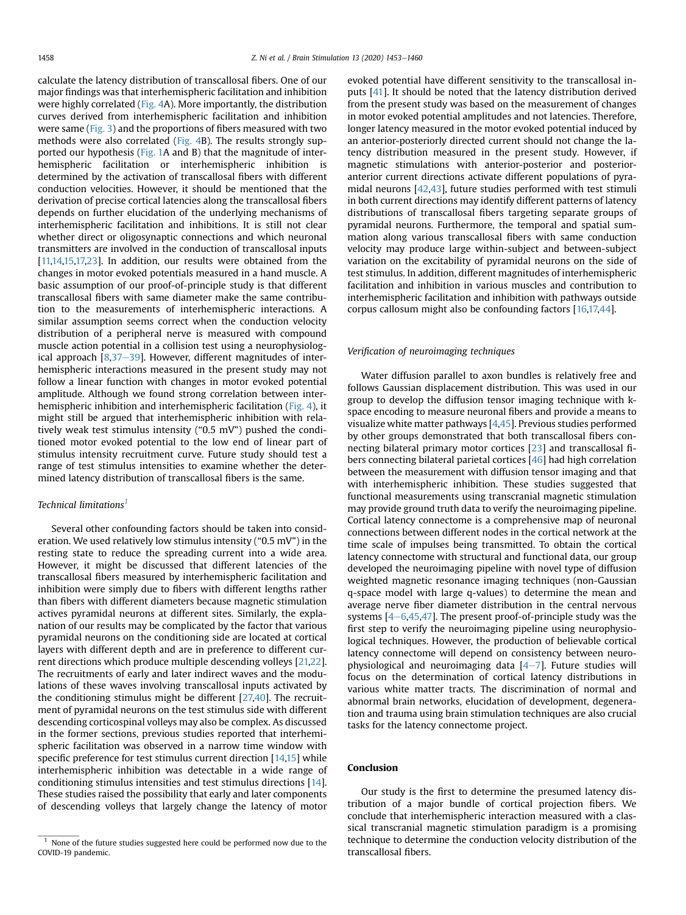calculate the latency distribution of transcallosal fibers. One of our major findings was that interhemispheric facilitation and inhibition were highly correlated (Fig. 4A). More importantly, the distribution curves derived from interhemispheric facilitation and inhibition were same (Fig. 3) and the proportions of fibers measured with two methods were also correlated (Fig. 4B). The results strongly supported our hypothesis (Fig. 1A and B) that the magnitude of interhemispheric facilitation or interhemispheric inhibition is determined by the activation of transcallosal fibers with different conduction velocities. However, it should be mentioned that the derivation of precise cortical latencies along the transcallosal fibers depends on further elucidation of the underlying mechanisms of interhemispheric facilitation and inhibitions. It is still not clear whether direct or oligosynaptic connections and which neuronal transmitters are involved in the conduction of transcallosal inputs [11,14,15,17,23]. In addition, our results were obtained from the changes in motor evoked potentials measured in a hand muscle. A basic assumption of our proof-of-principle study is that different transcallosal fibers with same diameter make the same contribution to the measurements of interhemispheric interactions. A similar assumption seems correct when the conduction velocity distribution of a peripheral nerve is measured with compound muscle action potential in a collision test using a neurophysiological approach [8,37–39]. However, different magnitudes of interhemispheric interactions measured in the present study may not follow a linear function with changes in motor evoked potential amplitude. Although we found strong correlation between interhemispheric inhibition and interhemispheric facilitation (Fig. 4), it might still be argued that interhemispheric inhibition with relatively weak test stimulus intensity ("0.5 mV") pushed the conditioned motor evoked potential to the low end of linear part of stimulus intensity recruitment curve. Future study should test a range of test stimulus intensities to examine whether the determined latency distribution of transcallosal fibers is the same.

### *Technical limitations*[1]

Several other confounding factors should be taken into consideration. We used relatively low stimulus intensity ("0.5 mV") in the resting state to reduce the spreading current into a wide area. However, it might be discussed that different latencies of the transcallosal fibers measured by interhemispheric facilitation and inhibition were simply due to fibers with different lengths rather than fibers with different diameters because magnetic stimulation actives pyramidal neurons at different sites. Similarly, the explanation of our results may be complicated by the factor that various pyramidal neurons on the conditioning side are located at cortical layers with different depth and are in preference to different current directions which produce multiple descending volleys [21,22]. The recruitments of early and later indirect waves and the modulations of these waves involving transcallosal inputs activated by the conditioning stimulus might be different [27,40]. The recruitment of pyramidal neurons on the test stimulus side with different descending corticospinal volleys may also be complex. As discussed in the former sections, previous studies reported that interhemispheric facilitation was observed in a narrow time window with specific preference for test stimulus current direction [14,15] while interhemispheric inhibition was detectable in a wide range of conditioning stimulus intensities and test stimulus directions [14]. These studies raised the possibility that early and later components of descending volleys that largely change the latency of motor evoked potential have different sensitivity to the transcallosal inputs [41]. It should be noted that the latency distribution derived from the present study was based on the measurement of changes in motor evoked potential amplitudes and not latencies. Therefore, longer latency measured in the motor evoked potential induced by an anterior-posteriorly directed current should not change the latency distribution measured in the present study. However, if magnetic stimulations with anterior-posterior and posterior-anterior current directions activate different populations of pyramidal neurons [42,43], future studies performed with test stimuli in both current directions may identify different patterns of latency distributions of transcallosal fibers targeting separate groups of pyramidal neurons. Furthermore, the temporal and spatial summation along various transcallosal fibers with same conduction velocity may produce large within-subject and between-subject variation on the excitability of pyramidal neurons on the side of test stimulus. In addition, different magnitudes of interhemispheric facilitation and inhibition in various muscles and contribution to interhemispheric facilitation and inhibition with pathways outside corpus callosum might also be confounding factors [16,17,44].

### *Verification of neuroimaging techniques*

Water diffusion parallel to axon bundles is relatively free and follows Gaussian displacement distribution. This was used in our group to develop the diffusion tensor imaging technique with k-space encoding to measure neuronal fibers and provide a means to visualize white matter pathways [4,45]. Previous studies performed by other groups demonstrated that both transcallosal fibers connecting bilateral primary motor cortices [23] and transcallosal fibers connecting bilateral parietal cortices [46] had high correlation between the measurement with diffusion tensor imaging and that with interhemispheric inhibition. These studies suggested that functional measurements using transcranial magnetic stimulation may provide ground truth data to verify the neuroimaging pipeline. Cortical latency connectome is a comprehensive map of neuronal connections between different nodes in the cortical network at the time scale of impulses being transmitted. To obtain the cortical latency connectome with structural and functional data, our group developed the neuroimaging pipeline with novel type of diffusion weighted magnetic resonance imaging techniques (non-Gaussian q-space model with large q-values) to determine the mean and average nerve fiber diameter distribution in the central nervous systems [4–6,45,47]. The present proof-of-principle study was the first step to verify the neuroimaging pipeline using neurophysiological techniques. However, the production of believable cortical latency connectome will depend on consistency between neurophysiological and neuroimaging data [4–7]. Future studies will focus on the determination of cortical latency distributions in various white matter tracts. The discrimination of normal and abnormal brain networks, elucidation of development, degeneration and trauma using brain stimulation techniques are also crucial tasks for the latency connectome project.

## Conclusion

Our study is the first to determine the presumed latency distribution of a major bundle of cortical projection fibers. We conclude that interhemispheric interaction measured with a classical transcranial magnetic stimulation paradigm is a promising technique to determine the conduction velocity distribution of the transcallosal fibers.

[1] None of the future studies suggested here could be performed now due to the COVID-19 pandemic.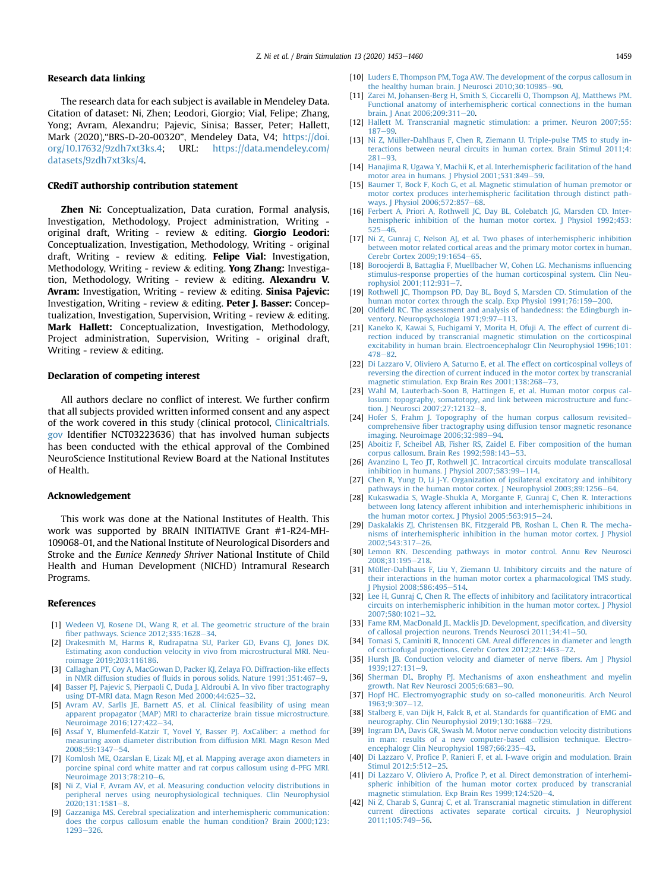## Research data linking

The research data for each subject is available in Mendeley Data. Citation of dataset: Ni, Zhen; Leodori, Giorgio; Vial, Felipe; Zhang, Yong; Avram, Alexandru; Pajevic, Sinisa; Basser, Peter; Hallett, Mark (2020),"BRS-D-20-00320", Mendeley Data, V4; https://doi.org/10.17632/9zdh7xt3ks.4; URL: https://data.mendeley.com/datasets/9zdh7xt3ks/4.

## CRediT authorship contribution statement

**Zhen Ni:** Conceptualization, Data curation, Formal analysis, Investigation, Methodology, Project administration, Writing - original draft, Writing - review & editing. **Giorgio Leodori:** Conceptualization, Investigation, Methodology, Writing - original draft, Writing - review & editing. **Felipe Vial:** Investigation, Methodology, Writing - review & editing. **Yong Zhang:** Investigation, Methodology, Writing - review & editing. **Alexandru V. Avram:** Investigation, Writing - review & editing. **Sinisa Pajevic:** Investigation, Writing - review & editing. **Peter J. Basser:** Conceptualization, Investigation, Supervision, Writing - review & editing. **Mark Hallett:** Conceptualization, Investigation, Methodology, Project administration, Supervision, Writing - original draft, Writing - review & editing.

## Declaration of competing interest

All authors declare no conflict of interest. We further confirm that all subjects provided written informed consent and any aspect of the work covered in this study (clinical protocol, Clinicaltrials.gov Identifier NCT03223636) that has involved human subjects has been conducted with the ethical approval of the Combined NeuroScience Institutional Review Board at the National Institutes of Health.

## Acknowledgement

This work was done at the National Institutes of Health. This work was supported by BRAIN INITIATIVE Grant #1-R24-MH-109068-01, and the National Institute of Neurological Disorders and Stroke and the *Eunice Kennedy Shriver* National Institute of Child Health and Human Development (NICHD) Intramural Research Programs.

## References

[1] Wedeen VJ, Rosene DL, Wang R, et al. The geometric structure of the brain fiber pathways. Science 2012;335:1628–34.

[2] Drakesmith M, Harms R, Rudrapatna SU, Parker GD, Evans CJ, Jones DK. Estimating axon conduction velocity in vivo from microstructural MRI. Neuroimage 2019;203:116186.

[3] Callaghan PT, Coy A, MacGowan D, Packer KJ, Zelaya FO. Diffraction-like effects in NMR diffusion studies of fluids in porous solids. Nature 1991;351:467–9.

[4] Basser PJ, Pajevic S, Pierpaoli C, Duda J, Aldroubi A. In vivo fiber tractography using DT-MRI data. Magn Reson Med 2000;44:625–32.

[5] Avram AV, Sarlls JE, Barnett AS, et al. Clinical feasibility of using mean apparent propagator (MAP) MRI to characterize brain tissue microstructure. Neuroimage 2016;127:422–34.

[6] Assaf Y, Blumenfeld-Katzir T, Yovel Y, Basser PJ. AxCaliber: a method for measuring axon diameter distribution from diffusion MRI. Magn Reson Med 2008;59:1347–54.

[7] Komlosh ME, Ozarslan E, Lizak MJ, et al. Mapping average axon diameters in porcine spinal cord white matter and rat corpus callosum using d-PFG MRI. Neuroimage 2013;78:210–6.

[8] Ni Z, Vial F, Avram AV, et al. Measuring conduction velocity distributions in peripheral nerves using neurophysiological techniques. Clin Neurophysiol 2020;131:1581–8.

[9] Gazzaniga MS. Cerebral specialization and interhemispheric communication: does the corpus callosum enable the human condition? Brain 2000;123: 1293–326.

[10] Luders E, Thompson PM, Toga AW. The development of the corpus callosum in the healthy human brain. J Neurosci 2010;30:10985–90.

[11] Zarei M, Johansen-Berg H, Smith S, Ciccarelli O, Thompson AJ, Matthews PM. Functional anatomy of interhemispheric cortical connections in the human brain. J Anat 2006;209:311–20.

[12] Hallett M. Transcranial magnetic stimulation: a primer. Neuron 2007;55: 187–99.

[13] Ni Z, Müller-Dahlhaus F, Chen R, Ziemann U. Triple-pulse TMS to study interactions between neural circuits in human cortex. Brain Stimul 2011;4: 281–93.

[14] Hanajima R, Ugawa Y, Machii K, et al. Interhemispheric facilitation of the hand motor area in humans. J Physiol 2001;531:849–59.

[15] Baumer T, Bock F, Koch G, et al. Magnetic stimulation of human premotor or motor cortex produces interhemispheric facilitation through distinct pathways. J Physiol 2006;572:857–68.

[16] Ferbert A, Priori A, Rothwell JC, Day BL, Colebatch JG, Marsden CD. Interhemispheric inhibition of the human motor cortex. J Physiol 1992;453: 525–46.

[17] Ni Z, Gunraj C, Nelson AJ, et al. Two phases of interhemispheric inhibition between motor related cortical areas and the primary motor cortex in human. Cerebr Cortex 2009;19:1654–65.

[18] Boroojerdi B, Battaglia F, Muellbacher W, Cohen LG. Mechanisms influencing stimulus-response properties of the human corticospinal system. Clin Neurophysiol 2001;112:931–7.

[19] Rothwell JC, Thompson PD, Day BL, Boyd S, Marsden CD. Stimulation of the human motor cortex through the scalp. Exp Physiol 1991;76:159–200.

[20] Oldfield RC. The assessment and analysis of handedness: the Edinburgh inventory. Neuropsychologia 1971;9:97–113.

[21] Kaneko K, Kawai S, Fuchigami Y, Morita H, Ofuji A. The effect of current direction induced by transcranial magnetic stimulation on the corticospinal excitability in human brain. Electroencephalogr Clin Neurophysiol 1996;101: 478–82.

[22] Di Lazzaro V, Oliviero A, Saturno E, et al. The effect on corticospinal volleys of reversing the direction of current induced in the motor cortex by transcranial magnetic stimulation. Exp Brain Res 2001;138:268–73.

[23] Wahl M, Lauterbach-Soon B, Hattingen E, et al. Human motor corpus callosum: topography, somatotopy, and link between microstructure and function. J Neurosci 2007;27:12132–8.

[24] Hofer S, Frahm J. Topography of the human corpus callosum revisited–comprehensive fiber tractography using diffusion tensor magnetic resonance imaging. Neuroimage 2006;32:989–94.

[25] Aboitiz F, Scheibel AB, Fisher RS, Zaidel E. Fiber composition of the human corpus callosum. Brain Res 1992;598:143–53.

[26] Avanzino L, Teo JT, Rothwell JC. Intracortical circuits modulate transcallosal inhibition in humans. J Physiol 2007;583:99–114.

[27] Chen R, Yung D, Li J-Y. Organization of ipsilateral excitatory and inhibitory pathways in the human motor cortex. J Neurophysiol 2003;89:1256–64.

[28] Kukaswadia S, Wagle-Shukla A, Morgante F, Gunraj C, Chen R. Interactions between long latency afferent inhibition and interhemispheric inhibitions in the human motor cortex. J Physiol 2005;563:915–24.

[29] Daskalakis ZJ, Christensen BK, Fitzgerald PB, Roshan L, Chen R. The mechanisms of interhemispheric inhibition in the human motor cortex. J Physiol 2002;543:317–26.

[30] Lemon RN. Descending pathways in motor control. Annu Rev Neurosci 2008;31:195–218.

[31] Müller-Dahlhaus F, Liu Y, Ziemann U. Inhibitory circuits and the nature of their interactions in the human motor cortex a pharmacological TMS study. J Physiol 2008;586:495–514.

[32] Lee H, Gunraj C, Chen R. The effects of inhibitory and facilitatory intracortical circuits on interhemispheric inhibition in the human motor cortex. J Physiol 2007;580:1021–32.

[33] Fame RM, MacDonald JL, Macklis JD. Development, specification, and diversity of callosal projection neurons. Trends Neurosci 2011;34:41–50.

[34] Tomasi S, Caminiti R, Innocenti GM. Areal differences in diameter and length of corticofugal projections. Cerebr Cortex 2012;22:1463–72.

[35] Hursh JB. Conduction velocity and diameter of nerve fibers. Am J Physiol 1939;127:131–9.

[36] Sherman DL, Brophy PJ. Mechanisms of axon ensheathment and myelin growth. Nat Rev Neurosci 2005;6:683–90.

[37] Hopf HC. Electromyographic study on so-called mononeuritis. Arch Neurol 1963;9:307–12.

[38] Stalberg E, van Dijk H, Falck B, et al. Standards for quantification of EMG and neurography. Clin Neurophysiol 2019;130:1688–729.

[39] Ingram DA, Davis GR, Swash M. Motor nerve conduction velocity distributions in man: results of a new computer-based collision technique. Electroencephalogr Clin Neurophysiol 1987;66:235–43.

[40] Di Lazzaro V, Profice P, Ranieri F, et al. I-wave origin and modulation. Brain Stimul 2012;5:512–25.

[41] Di Lazzaro V, Oliviero A, Profice P, et al. Direct demonstration of interhemispheric inhibition of the human motor cortex produced by transcranial magnetic stimulation. Exp Brain Res 1999;124:520–4.

[42] Ni Z, Charab S, Gunraj C, et al. Transcranial magnetic stimulation in different current directions activates separate cortical circuits. J Neurophysiol 2011;105:749–56.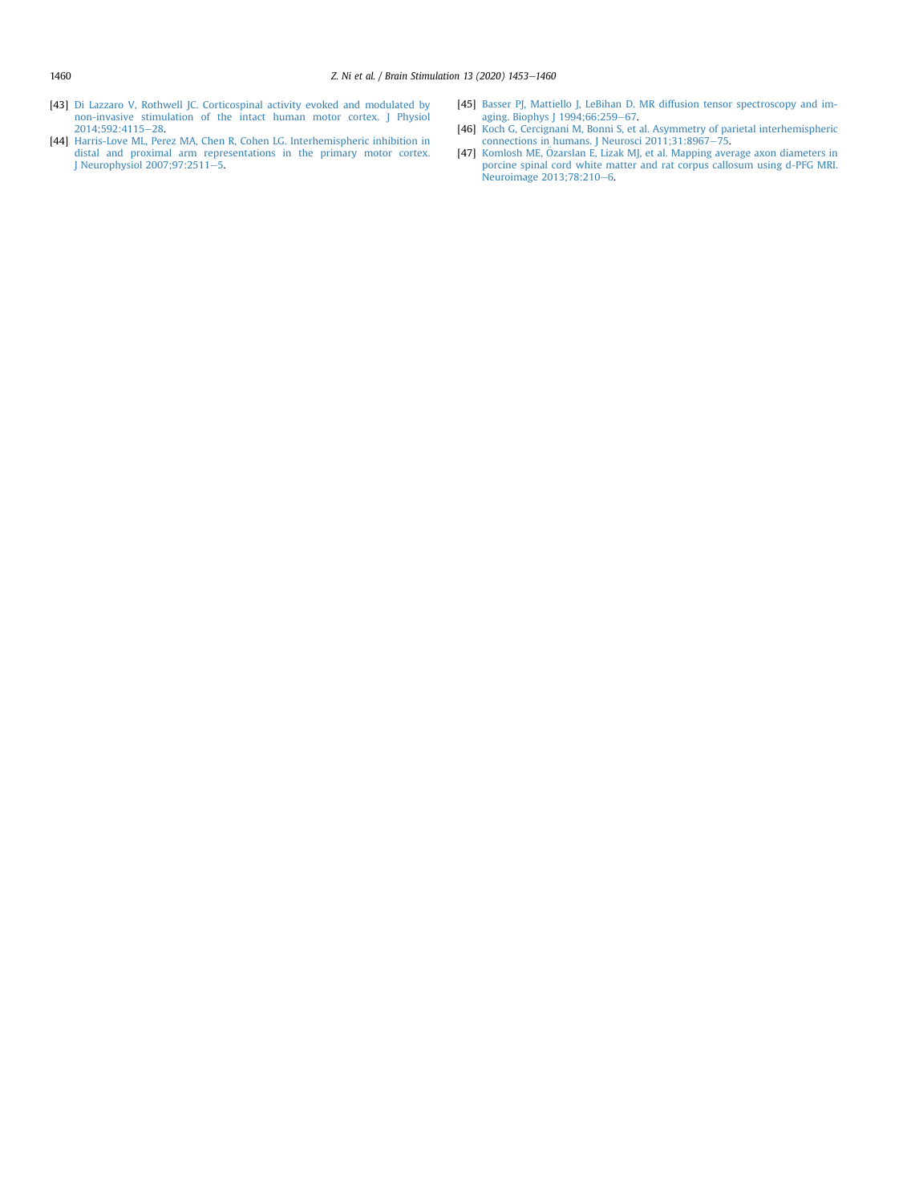[43] Di Lazzaro V, Rothwell JC. Corticospinal activity evoked and modulated by non-invasive stimulation of the intact human motor cortex. J Physiol 2014;592:4115–28.

[44] Harris-Love ML, Perez MA, Chen R, Cohen LG. Interhemispheric inhibition in distal and proximal arm representations in the primary motor cortex. J Neurophysiol 2007;97:2511–5.

[45] Basser PJ, Mattiello J, LeBihan D. MR diffusion tensor spectroscopy and imaging. Biophys J 1994;66:259–67.

[46] Koch G, Cercignani M, Bonni S, et al. Asymmetry of parietal interhemispheric connections in humans. J Neurosci 2011;31:8967–75.

[47] Komlosh ME, Özarslan E, Lizak MJ, et al. Mapping average axon diameters in porcine spinal cord white matter and rat corpus callosum using d-PFG MRI. Neuroimage 2013;78:210–6.